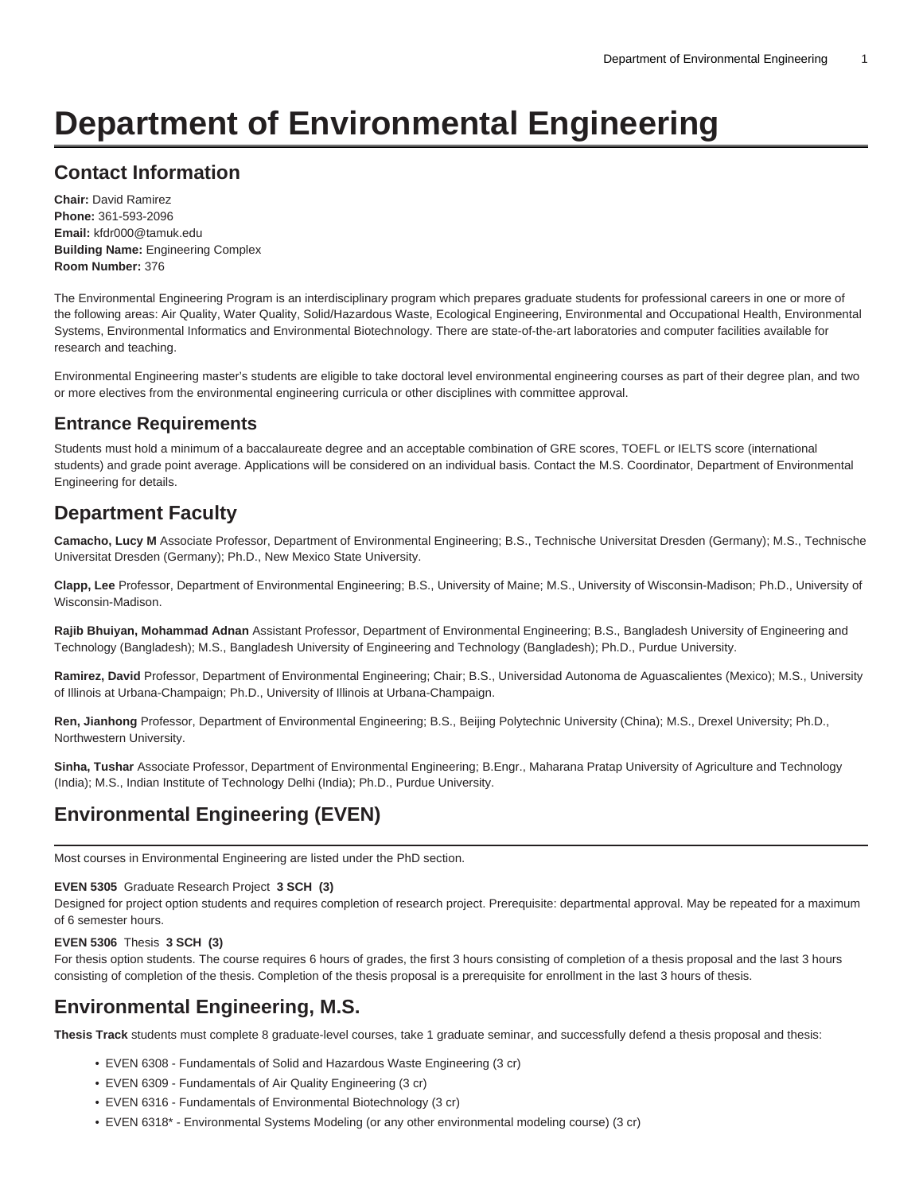# Department of Environmental Engineering

## Contact Information

**Chair:** David Ramirez
**Phone:** 361-593-2096
**Email:** kfdr000@tamuk.edu
**Building Name:** Engineering Complex
**Room Number:** 376

The Environmental Engineering Program is an interdisciplinary program which prepares graduate students for professional careers in one or more of the following areas: Air Quality, Water Quality, Solid/Hazardous Waste, Ecological Engineering, Environmental and Occupational Health, Environmental Systems, Environmental Informatics and Environmental Biotechnology. There are state-of-the-art laboratories and computer facilities available for research and teaching.

Environmental Engineering master's students are eligible to take doctoral level environmental engineering courses as part of their degree plan, and two or more electives from the environmental engineering curricula or other disciplines with committee approval.

## Entrance Requirements

Students must hold a minimum of a baccalaureate degree and an acceptable combination of GRE scores, TOEFL or IELTS score (international students) and grade point average. Applications will be considered on an individual basis. Contact the M.S. Coordinator, Department of Environmental Engineering for details.

## Department Faculty

**Camacho, Lucy M** Associate Professor, Department of Environmental Engineering; B.S., Technische Universitat Dresden (Germany); M.S., Technische Universitat Dresden (Germany); Ph.D., New Mexico State University.

**Clapp, Lee** Professor, Department of Environmental Engineering; B.S., University of Maine; M.S., University of Wisconsin-Madison; Ph.D., University of Wisconsin-Madison.

**Rajib Bhuiyan, Mohammad Adnan** Assistant Professor, Department of Environmental Engineering; B.S., Bangladesh University of Engineering and Technology (Bangladesh); M.S., Bangladesh University of Engineering and Technology (Bangladesh); Ph.D., Purdue University.

**Ramirez, David** Professor, Department of Environmental Engineering; Chair; B.S., Universidad Autonoma de Aguascalientes (Mexico); M.S., University of Illinois at Urbana-Champaign; Ph.D., University of Illinois at Urbana-Champaign.

**Ren, Jianhong** Professor, Department of Environmental Engineering; B.S., Beijing Polytechnic University (China); M.S., Drexel University; Ph.D., Northwestern University.

**Sinha, Tushar** Associate Professor, Department of Environmental Engineering; B.Engr., Maharana Pratap University of Agriculture and Technology (India); M.S., Indian Institute of Technology Delhi (India); Ph.D., Purdue University.

## Environmental Engineering (EVEN)

Most courses in Environmental Engineering are listed under the PhD section.

**EVEN 5305** Graduate Research Project **3 SCH (3)**
Designed for project option students and requires completion of research project. Prerequisite: departmental approval. May be repeated for a maximum of 6 semester hours.

**EVEN 5306** Thesis **3 SCH (3)**
For thesis option students. The course requires 6 hours of grades, the first 3 hours consisting of completion of a thesis proposal and the last 3 hours consisting of completion of the thesis. Completion of the thesis proposal is a prerequisite for enrollment in the last 3 hours of thesis.

## Environmental Engineering, M.S.

**Thesis Track** students must complete 8 graduate-level courses, take 1 graduate seminar, and successfully defend a thesis proposal and thesis:

- EVEN 6308 - Fundamentals of Solid and Hazardous Waste Engineering (3 cr)
- EVEN 6309 - Fundamentals of Air Quality Engineering (3 cr)
- EVEN 6316 - Fundamentals of Environmental Biotechnology (3 cr)
- EVEN 6318* - Environmental Systems Modeling (or any other environmental modeling course) (3 cr)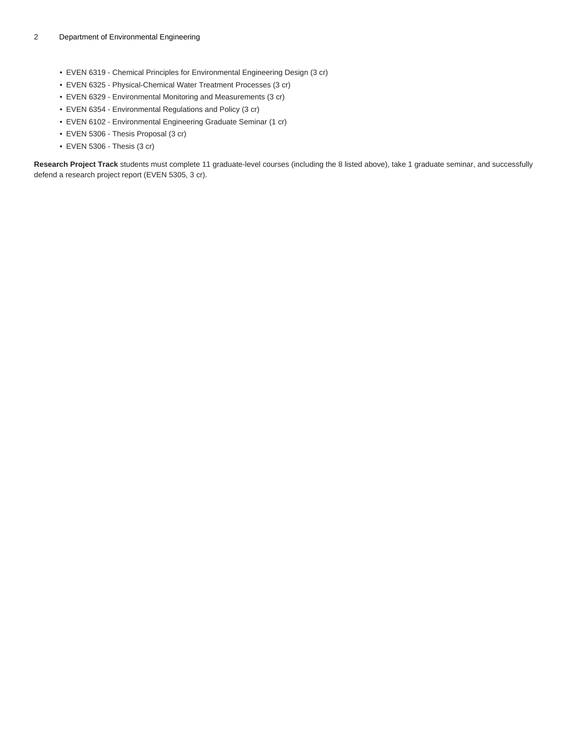- EVEN 6319 - Chemical Principles for Environmental Engineering Design (3 cr)
- EVEN 6325 - Physical-Chemical Water Treatment Processes (3 cr)
- EVEN 6329 - Environmental Monitoring and Measurements (3 cr)
- EVEN 6354 - Environmental Regulations and Policy (3 cr)
- EVEN 6102 - Environmental Engineering Graduate Seminar (1 cr)
- EVEN 5306 - Thesis Proposal (3 cr)
- EVEN 5306 - Thesis (3 cr)

**Research Project Track** students must complete 11 graduate-level courses (including the 8 listed above), take 1 graduate seminar, and successfully defend a research project report (EVEN 5305, 3 cr).